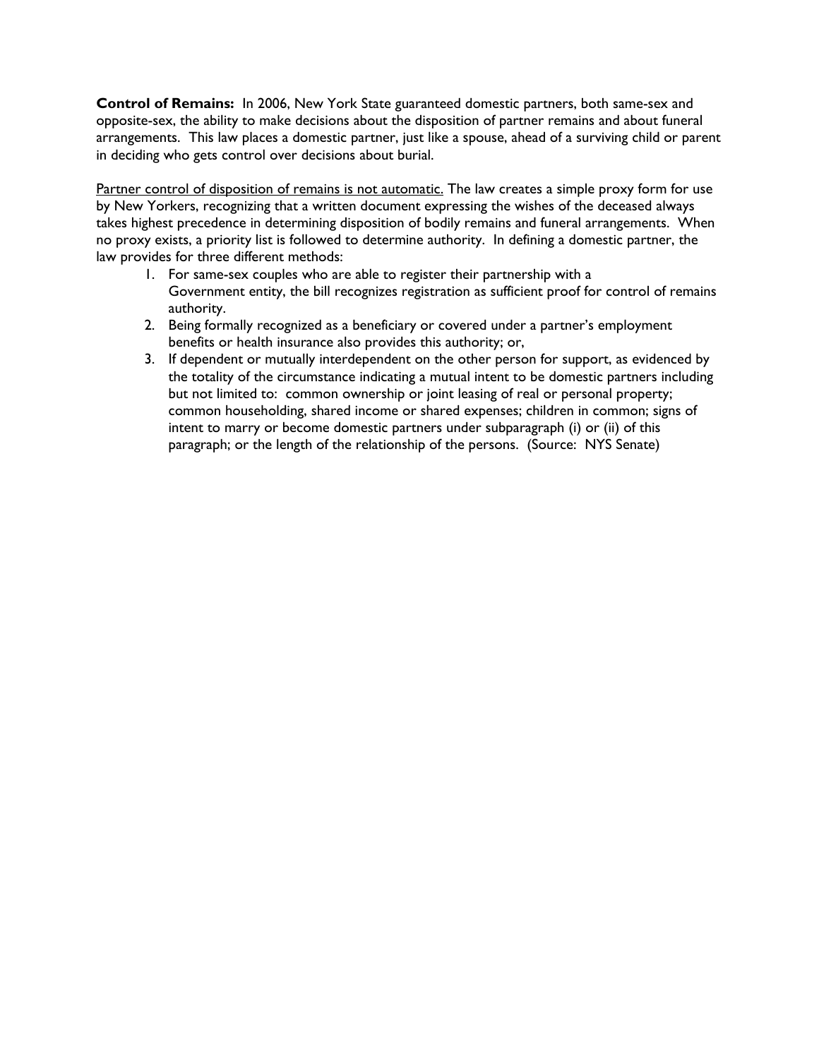**Control of Remains:** In 2006, New York State guaranteed domestic partners, both same-sex and opposite-sex, the ability to make decisions about the disposition of partner remains and about funeral arrangements. This law places a domestic partner, just like a spouse, ahead of a surviving child or parent in deciding who gets control over decisions about burial.

<u>Partner control of disposition of remains is not automatic.</u> The law creates a simple proxy form for use by New Yorkers, recognizing that a written document expressing the wishes of the deceased always takes highest precedence in determining disposition of bodily remains and funeral arrangements. When no proxy exists, a priority list is followed to determine authority. In defining a domestic partner, the law provides for three different methods:

1. For same-sex couples who are able to register their partnership with a Government entity, the bill recognizes registration as sufficient proof for control of remains authority.
2. Being formally recognized as a beneficiary or covered under a partner's employment benefits or health insurance also provides this authority; or,
3. If dependent or mutually interdependent on the other person for support, as evidenced by the totality of the circumstance indicating a mutual intent to be domestic partners including but not limited to: common ownership or joint leasing of real or personal property; common householding, shared income or shared expenses; children in common; signs of intent to marry or become domestic partners under subparagraph (i) or (ii) of this paragraph; or the length of the relationship of the persons. (Source: NYS Senate)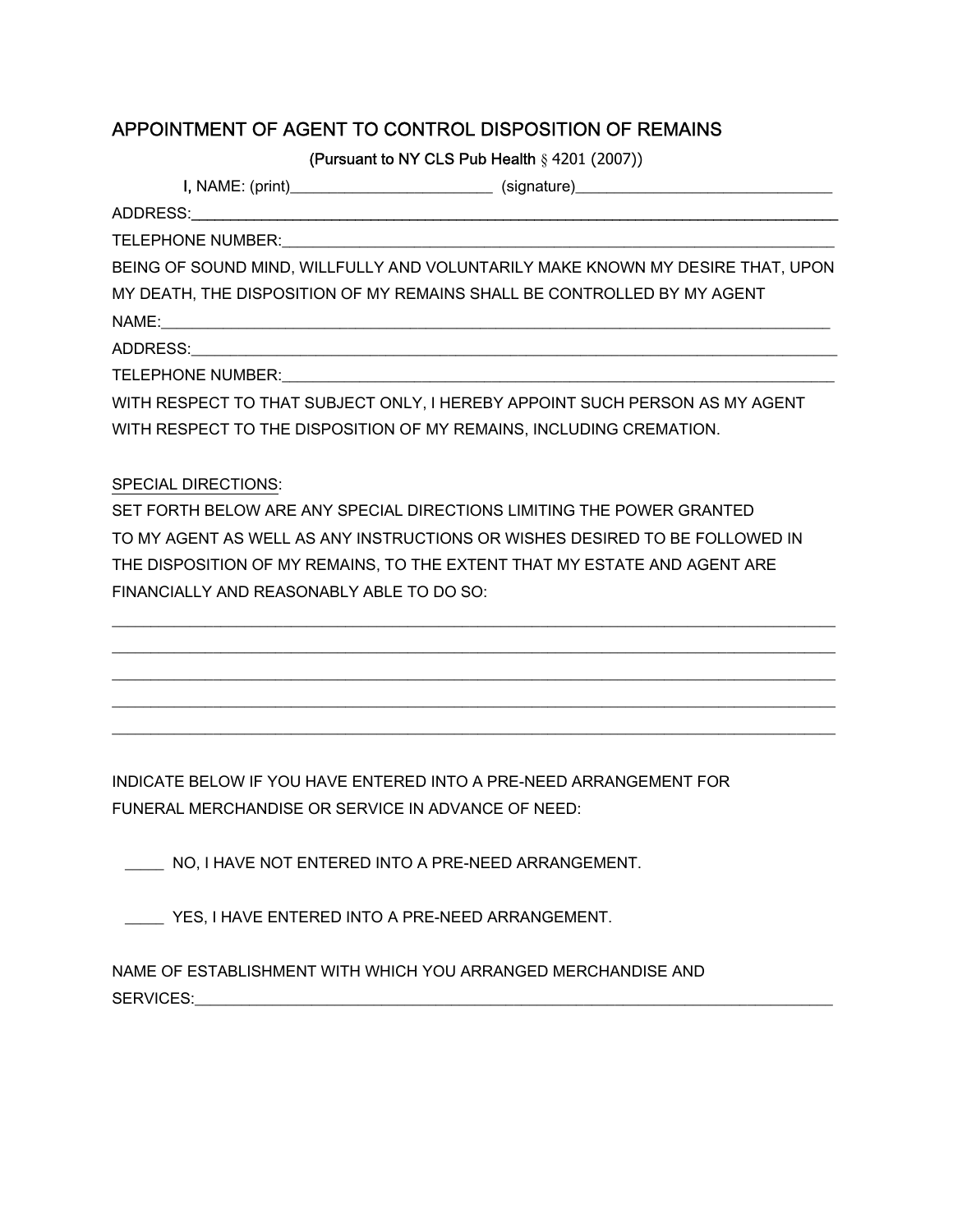## APPOINTMENT OF AGENT TO CONTROL DISPOSITION OF REMAINS

(Pursuant to NY CLS Pub Health § 4201 (2007))

I, NAME: (print)________________________ (signature)______________________________

ADDRESS:________________________________________________________________________________

TELEPHONE NUMBER:______________________________________________________________________

BEING OF SOUND MIND, WILLFULLY AND VOLUNTARILY MAKE KNOWN MY DESIRE THAT, UPON MY DEATH, THE DISPOSITION OF MY REMAINS SHALL BE CONTROLLED BY MY AGENT

NAME:___________________________________________________________________________________

ADDRESS:________________________________________________________________________________

TELEPHONE NUMBER:______________________________________________________________________

WITH RESPECT TO THAT SUBJECT ONLY, I HEREBY APPOINT SUCH PERSON AS MY AGENT WITH RESPECT TO THE DISPOSITION OF MY REMAINS, INCLUDING CREMATION.

SPECIAL DIRECTIONS:

SET FORTH BELOW ARE ANY SPECIAL DIRECTIONS LIMITING THE POWER GRANTED TO MY AGENT AS WELL AS ANY INSTRUCTIONS OR WISHES DESIRED TO BE FOLLOWED IN THE DISPOSITION OF MY REMAINS, TO THE EXTENT THAT MY ESTATE AND AGENT ARE FINANCIALLY AND REASONABLY ABLE TO DO SO:

________________________________________________________________________________________

________________________________________________________________________________________

________________________________________________________________________________________

________________________________________________________________________________________

________________________________________________________________________________________

INDICATE BELOW IF YOU HAVE ENTERED INTO A PRE-NEED ARRANGEMENT FOR FUNERAL MERCHANDISE OR SERVICE IN ADVANCE OF NEED:

_____ NO, I HAVE NOT ENTERED INTO A PRE-NEED ARRANGEMENT.

_____ YES, I HAVE ENTERED INTO A PRE-NEED ARRANGEMENT.

NAME OF ESTABLISHMENT WITH WHICH YOU ARRANGED MERCHANDISE AND SERVICES:_______________________________________________________________________________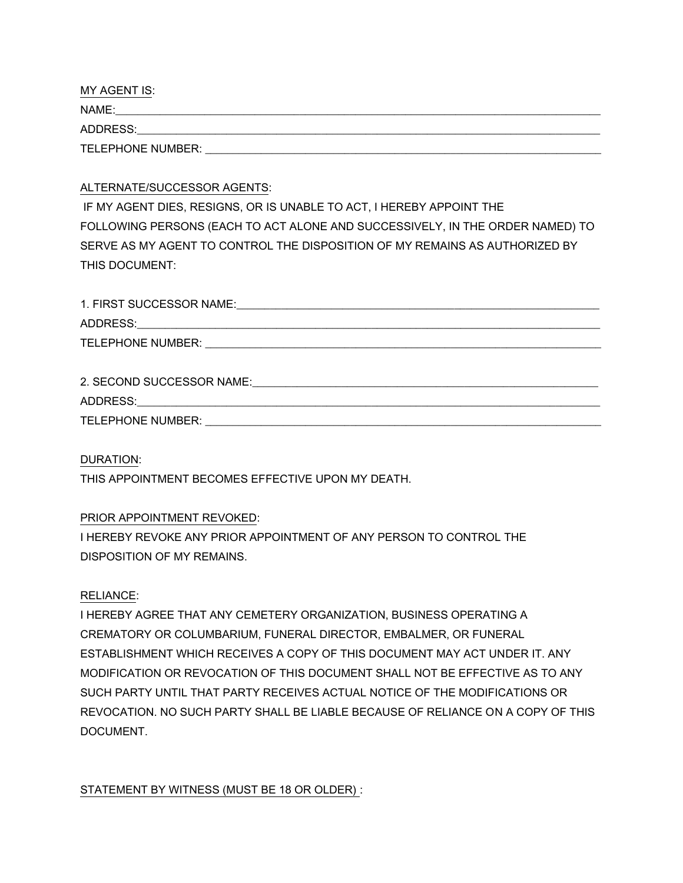MY AGENT IS:

NAME:_______________________________________________________________________________

ADDRESS:____________________________________________________________________________

TELEPHONE NUMBER: ___________________________________________________________________

ALTERNATE/SUCCESSOR AGENTS:

IF MY AGENT DIES, RESIGNS, OR IS UNABLE TO ACT, I HEREBY APPOINT THE FOLLOWING PERSONS (EACH TO ACT ALONE AND SUCCESSIVELY, IN THE ORDER NAMED) TO SERVE AS MY AGENT TO CONTROL THE DISPOSITION OF MY REMAINS AS AUTHORIZED BY THIS DOCUMENT:

1. FIRST SUCCESSOR NAME:_________________________________________________________________

ADDRESS:____________________________________________________________________________

TELEPHONE NUMBER: ___________________________________________________________________

2. SECOND SUCCESSOR NAME:______________________________________________________________

ADDRESS:____________________________________________________________________________

TELEPHONE NUMBER: ___________________________________________________________________

DURATION:

THIS APPOINTMENT BECOMES EFFECTIVE UPON MY DEATH.

PRIOR APPOINTMENT REVOKED:

I HEREBY REVOKE ANY PRIOR APPOINTMENT OF ANY PERSON TO CONTROL THE DISPOSITION OF MY REMAINS.

RELIANCE:

I HEREBY AGREE THAT ANY CEMETERY ORGANIZATION, BUSINESS OPERATING A CREMATORY OR COLUMBARIUM, FUNERAL DIRECTOR, EMBALMER, OR FUNERAL ESTABLISHMENT WHICH RECEIVES A COPY OF THIS DOCUMENT MAY ACT UNDER IT. ANY MODIFICATION OR REVOCATION OF THIS DOCUMENT SHALL NOT BE EFFECTIVE AS TO ANY SUCH PARTY UNTIL THAT PARTY RECEIVES ACTUAL NOTICE OF THE MODIFICATIONS OR REVOCATION. NO SUCH PARTY SHALL BE LIABLE BECAUSE OF RELIANCE ON A COPY OF THIS DOCUMENT.

STATEMENT BY WITNESS (MUST BE 18 OR OLDER) :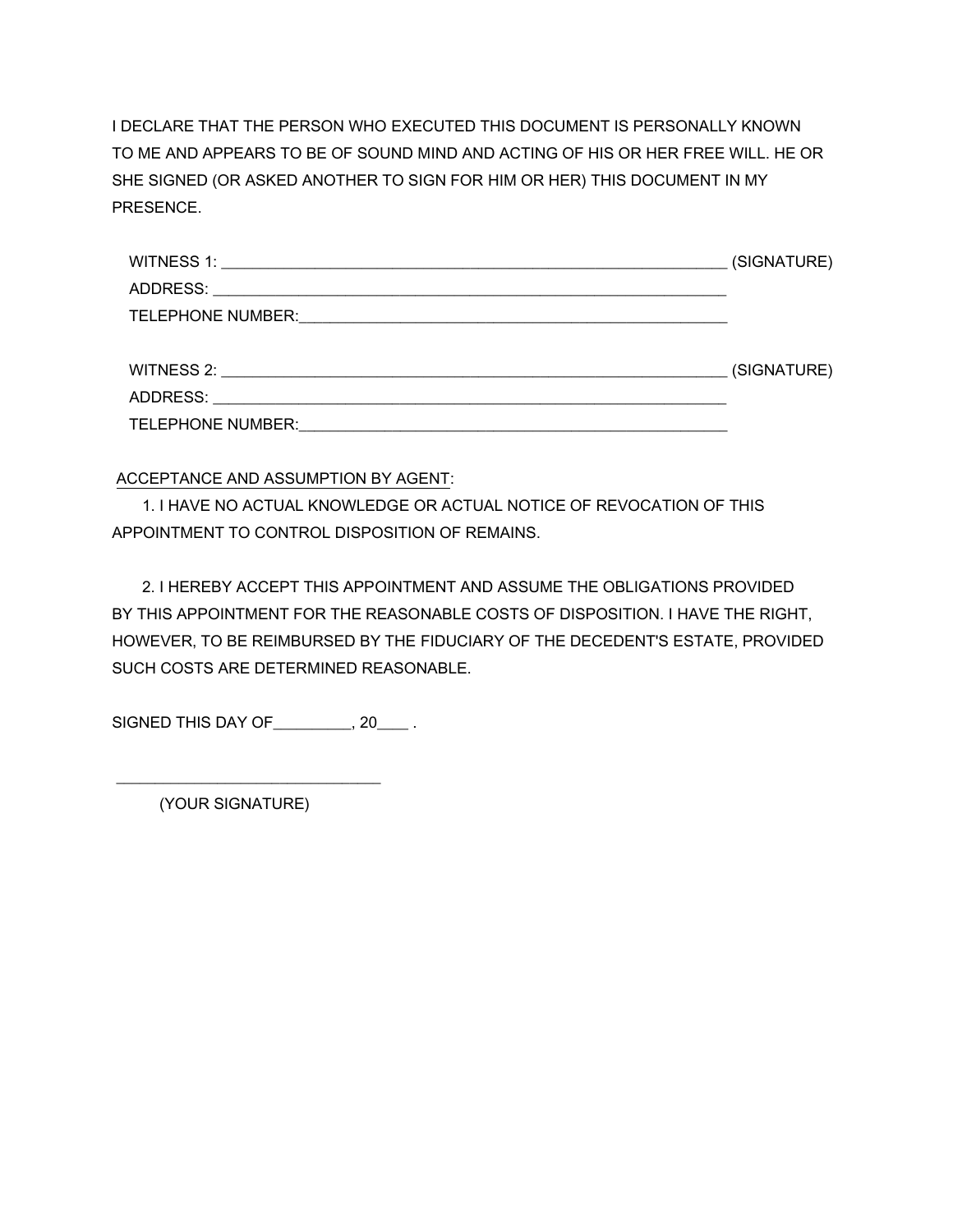I DECLARE THAT THE PERSON WHO EXECUTED THIS DOCUMENT IS PERSONALLY KNOWN TO ME AND APPEARS TO BE OF SOUND MIND AND ACTING OF HIS OR HER FREE WILL. HE OR SHE SIGNED (OR ASKED ANOTHER TO SIGN FOR HIM OR HER) THIS DOCUMENT IN MY PRESENCE.

WITNESS 1: ____________________________________________________________ (SIGNATURE)
ADDRESS: ______________________________________________________________
TELEPHONE NUMBER:_____________________________________________________

WITNESS 2: ____________________________________________________________ (SIGNATURE)
ADDRESS: ______________________________________________________________
TELEPHONE NUMBER:_____________________________________________________

<u>ACCEPTANCE AND ASSUMPTION BY AGENT</u>:

1. I HAVE NO ACTUAL KNOWLEDGE OR ACTUAL NOTICE OF REVOCATION OF THIS APPOINTMENT TO CONTROL DISPOSITION OF REMAINS.

2. I HEREBY ACCEPT THIS APPOINTMENT AND ASSUME THE OBLIGATIONS PROVIDED BY THIS APPOINTMENT FOR THE REASONABLE COSTS OF DISPOSITION. I HAVE THE RIGHT, HOWEVER, TO BE REIMBURSED BY THE FIDUCIARY OF THE DECEDENT'S ESTATE, PROVIDED SUCH COSTS ARE DETERMINED REASONABLE.

SIGNED THIS DAY OF_________, 20____ .

_______________________________
(YOUR SIGNATURE)